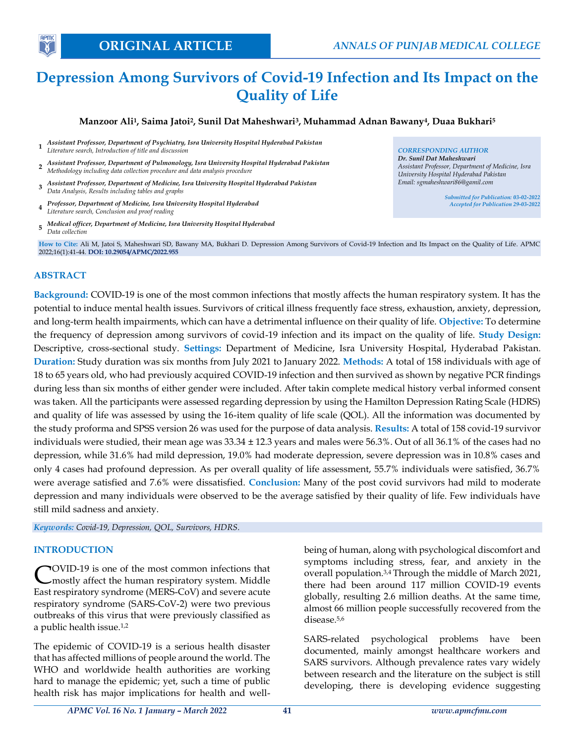ORIGINAL ARTICLE

# Depression Among Survivors of Covid-19 Infection and Its Impact on the Quality of Life

**Manzoor Ali[1], Saima Jatoi[2], Sunil Dat Maheshwari[3], Muhammad Adnan Bawany[4], Duaa Bukhari[5]**

1. *Assistant Professor, Department of Psychiatry, Isra University Hospital Hyderabad Pakistan*
   *Literature search, Introduction of title and discussion*
2. *Assistant Professor, Department of Pulmonology, Isra University Hospital Hyderabad Pakistan*
   *Methodology including data collection procedure and data analysis procedure*
3. *Assistant Professor, Department of Medicine, Isra University Hospital Hyderabad Pakistan*
   *Data Analysis, Results including tables and graphs*
4. *Professor, Department of Medicine, Isra University Hospital Hyderabad*
   *Literature search, Conclusion and proof reading*
5. *Medical officer, Department of Medicine, Isra University Hospital Hyderabad*
   *Data collection*

*CORRESPONDING AUTHOR*
*Dr. Sunil Dat Maheshwari*
*Assistant Professor, Department of Medicine, Isra University Hospital Hyderabad Pakistan*
*Email: sgmaheshwari86@gamil.com*

*Submitted for Publication: 03-02-2022*
*Accepted for Publication 29-03-2022*

**How to Cite:** Ali M, Jatoi S, Maheshwari SD, Bawany MA, Bukhari D. Depression Among Survivors of Covid-19 Infection and Its Impact on the Quality of Life. APMC 2022;16(1):41-44. **DOI: 10.29054/APMC/2022.955**

## ABSTRACT

**Background:** COVID-19 is one of the most common infections that mostly affects the human respiratory system. It has the potential to induce mental health issues. Survivors of critical illness frequently face stress, exhaustion, anxiety, depression, and long-term health impairments, which can have a detrimental influence on their quality of life. **Objective:** To determine the frequency of depression among survivors of covid-19 infection and its impact on the quality of life. **Study Design:** Descriptive, cross-sectional study. **Settings:** Department of Medicine, Isra University Hospital, Hyderabad Pakistan. **Duration:** Study duration was six months from July 2021 to January 2022. **Methods:** A total of 158 individuals with age of 18 to 65 years old, who had previously acquired COVID-19 infection and then survived as shown by negative PCR findings during less than six months of either gender were included. After takin complete medical history verbal informed consent was taken. All the participants were assessed regarding depression by using the Hamilton Depression Rating Scale (HDRS) and quality of life was assessed by using the 16-item quality of life scale (QOL). All the information was documented by the study proforma and SPSS version 26 was used for the purpose of data analysis. **Results:** A total of 158 covid-19 survivor individuals were studied, their mean age was 33.34 ± 12.3 years and males were 56.3%. Out of all 36.1% of the cases had no depression, while 31.6% had mild depression, 19.0% had moderate depression, severe depression was in 10.8% cases and only 4 cases had profound depression. As per overall quality of life assessment, 55.7% individuals were satisfied, 36.7% were average satisfied and 7.6% were dissatisfied. **Conclusion:** Many of the post covid survivors had mild to moderate depression and many individuals were observed to be the average satisfied by their quality of life. Few individuals have still mild sadness and anxiety.

*Keywords: Covid-19, Depression, QOL, Survivors, HDRS.*

## INTRODUCTION

COVID-19 is one of the most common infections that mostly affect the human respiratory system. Middle East respiratory syndrome (MERS-CoV) and severe acute respiratory syndrome (SARS-CoV-2) were two previous outbreaks of this virus that were previously classified as a public health issue.[1,2]

The epidemic of COVID-19 is a serious health disaster that has affected millions of people around the world. The WHO and worldwide health authorities are working hard to manage the epidemic; yet, such a time of public health risk has major implications for health and well-being of human, along with psychological discomfort and symptoms including stress, fear, and anxiety in the overall population.[3,4] Through the middle of March 2021, there had been around 117 million COVID-19 events globally, resulting 2.6 million deaths. At the same time, almost 66 million people successfully recovered from the disease.[5,6]

SARS-related psychological problems have been documented, mainly amongst healthcare workers and SARS survivors. Although prevalence rates vary widely between research and the literature on the subject is still developing, there is developing evidence suggesting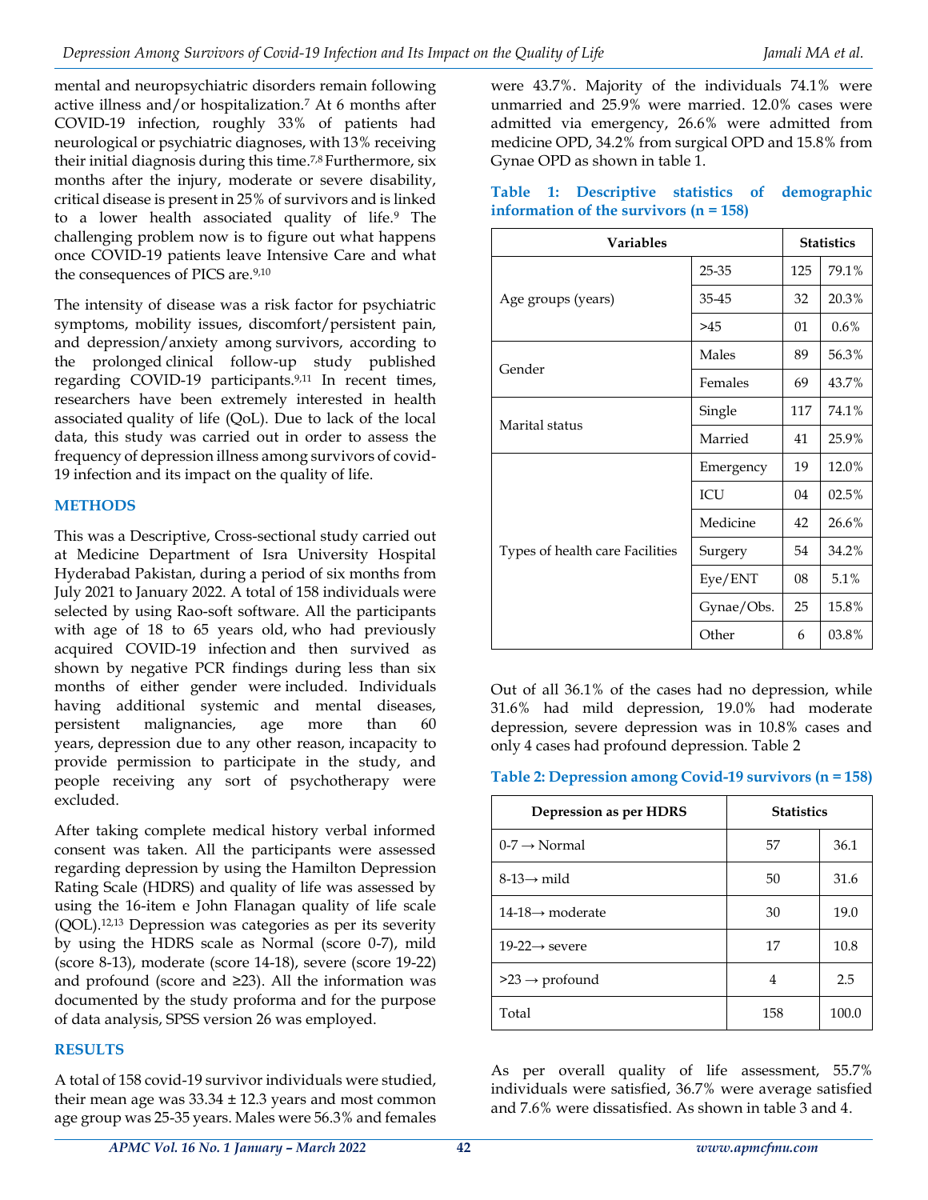mental and neuropsychiatric disorders remain following active illness and/or hospitalization.[7] At 6 months after COVID-19 infection, roughly 33% of patients had neurological or psychiatric diagnoses, with 13% receiving their initial diagnosis during this time.[7,8] Furthermore, six months after the injury, moderate or severe disability, critical disease is present in 25% of survivors and is linked to a lower health associated quality of life.[9] The challenging problem now is to figure out what happens once COVID-19 patients leave Intensive Care and what the consequences of PICS are.[9,10]

The intensity of disease was a risk factor for psychiatric symptoms, mobility issues, discomfort/persistent pain, and depression/anxiety among survivors, according to the prolonged clinical follow-up study published regarding COVID-19 participants.[9,11] In recent times, researchers have been extremely interested in health associated quality of life (QoL). Due to lack of the local data, this study was carried out in order to assess the frequency of depression illness among survivors of covid-19 infection and its impact on the quality of life.

## METHODS

This was a Descriptive, Cross-sectional study carried out at Medicine Department of Isra University Hospital Hyderabad Pakistan, during a period of six months from July 2021 to January 2022. A total of 158 individuals were selected by using Rao-soft software. All the participants with age of 18 to 65 years old, who had previously acquired COVID-19 infection and then survived as shown by negative PCR findings during less than six months of either gender were included. Individuals having additional systemic and mental diseases, persistent malignancies, age more than 60 years, depression due to any other reason, incapacity to provide permission to participate in the study, and people receiving any sort of psychotherapy were excluded.

After taking complete medical history verbal informed consent was taken. All the participants were assessed regarding depression by using the Hamilton Depression Rating Scale (HDRS) and quality of life was assessed by using the 16-item e John Flanagan quality of life scale (QOL).[12,13] Depression was categories as per its severity by using the HDRS scale as Normal (score 0-7), mild (score 8-13), moderate (score 14-18), severe (score 19-22) and profound (score and ≥23). All the information was documented by the study proforma and for the purpose of data analysis, SPSS version 26 was employed.

## RESULTS

A total of 158 covid-19 survivor individuals were studied, their mean age was 33.34 ± 12.3 years and most common age group was 25-35 years. Males were 56.3% and females were 43.7%. Majority of the individuals 74.1% were unmarried and 25.9% were married. 12.0% cases were admitted via emergency, 26.6% were admitted from medicine OPD, 34.2% from surgical OPD and 15.8% from Gynae OPD as shown in table 1.

**Table 1: Descriptive statistics of demographic information of the survivors (n = 158)**

| Variables | | Statistics | |
|---|---|---|---|
| Age groups (years) | 25-35 | 125 | 79.1% |
| | 35-45 | 32 | 20.3% |
| | >45 | 01 | 0.6% |
| Gender | Males | 89 | 56.3% |
| | Females | 69 | 43.7% |
| Marital status | Single | 117 | 74.1% |
| | Married | 41 | 25.9% |
| Types of health care Facilities | Emergency | 19 | 12.0% |
| | ICU | 04 | 02.5% |
| | Medicine | 42 | 26.6% |
| | Surgery | 54 | 34.2% |
| | Eye/ENT | 08 | 5.1% |
| | Gynae/Obs. | 25 | 15.8% |
| | Other | 6 | 03.8% |

Out of all 36.1% of the cases had no depression, while 31.6% had mild depression, 19.0% had moderate depression, severe depression was in 10.8% cases and only 4 cases had profound depression. Table 2

**Table 2: Depression among Covid-19 survivors (n = 158)**

| Depression as per HDRS | Statistics | |
|---|---|---|
| 0-7 → Normal | 57 | 36.1 |
| 8-13→ mild | 50 | 31.6 |
| 14-18→ moderate | 30 | 19.0 |
| 19-22→ severe | 17 | 10.8 |
| >23 → profound | 4 | 2.5 |
| Total | 158 | 100.0 |

As per overall quality of life assessment, 55.7% individuals were satisfied, 36.7% were average satisfied and 7.6% were dissatisfied. As shown in table 3 and 4.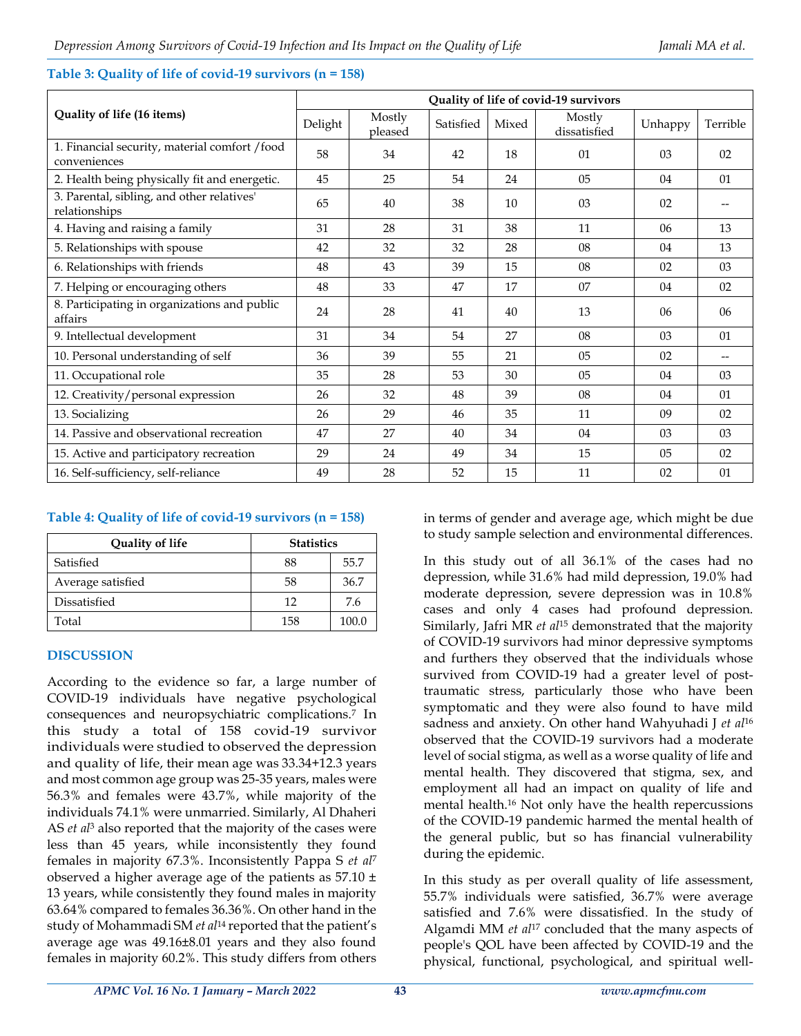**Table 3: Quality of life of covid-19 survivors (n = 158)**

| Quality of life (16 items) | Quality of life of covid-19 survivors | | | | | | |
|---|---|---|---|---|---|---|---|
| | Delight | Mostly pleased | Satisfied | Mixed | Mostly dissatisfied | Unhappy | Terrible |
| 1. Financial security, material comfort /food conveniences | 58 | 34 | 42 | 18 | 01 | 03 | 02 |
| 2. Health being physically fit and energetic. | 45 | 25 | 54 | 24 | 05 | 04 | 01 |
| 3. Parental, sibling, and other relatives' relationships | 65 | 40 | 38 | 10 | 03 | 02 | -- |
| 4. Having and raising a family | 31 | 28 | 31 | 38 | 11 | 06 | 13 |
| 5. Relationships with spouse | 42 | 32 | 32 | 28 | 08 | 04 | 13 |
| 6. Relationships with friends | 48 | 43 | 39 | 15 | 08 | 02 | 03 |
| 7. Helping or encouraging others | 48 | 33 | 47 | 17 | 07 | 04 | 02 |
| 8. Participating in organizations and public affairs | 24 | 28 | 41 | 40 | 13 | 06 | 06 |
| 9. Intellectual development | 31 | 34 | 54 | 27 | 08 | 03 | 01 |
| 10. Personal understanding of self | 36 | 39 | 55 | 21 | 05 | 02 | -- |
| 11. Occupational role | 35 | 28 | 53 | 30 | 05 | 04 | 03 |
| 12. Creativity/personal expression | 26 | 32 | 48 | 39 | 08 | 04 | 01 |
| 13. Socializing | 26 | 29 | 46 | 35 | 11 | 09 | 02 |
| 14. Passive and observational recreation | 47 | 27 | 40 | 34 | 04 | 03 | 03 |
| 15. Active and participatory recreation | 29 | 24 | 49 | 34 | 15 | 05 | 02 |
| 16. Self-sufficiency, self-reliance | 49 | 28 | 52 | 15 | 11 | 02 | 01 |

**Table 4: Quality of life of covid-19 survivors (n = 158)**

| Quality of life | Statistics | |
|---|---|---|
| Satisfied | 88 | 55.7 |
| Average satisfied | 58 | 36.7 |
| Dissatisfied | 12 | 7.6 |
| Total | 158 | 100.0 |

## DISCUSSION

According to the evidence so far, a large number of COVID-19 individuals have negative psychological consequences and neuropsychiatric complications.[7] In this study a total of 158 covid-19 survivor individuals were studied to observed the depression and quality of life, their mean age was 33.34+12.3 years and most common age group was 25-35 years, males were 56.3% and females were 43.7%, while majority of the individuals 74.1% were unmarried. Similarly, Al Dhaheri AS *et al*[3] also reported that the majority of the cases were less than 45 years, while inconsistently they found females in majority 67.3%. Inconsistently Pappa S *et al*[7] observed a higher average age of the patients as 57.10 ± 13 years, while consistently they found males in majority 63.64% compared to females 36.36%. On other hand in the study of Mohammadi SM *et al*[14] reported that the patient's average age was 49.16±8.01 years and they also found females in majority 60.2%. This study differs from others in terms of gender and average age, which might be due to study sample selection and environmental differences.

In this study out of all 36.1% of the cases had no depression, while 31.6% had mild depression, 19.0% had moderate depression, severe depression was in 10.8% cases and only 4 cases had profound depression. Similarly, Jafri MR *et al*[15] demonstrated that the majority of COVID-19 survivors had minor depressive symptoms and furthers they observed that the individuals whose survived from COVID-19 had a greater level of post-traumatic stress, particularly those who have been symptomatic and they were also found to have mild sadness and anxiety. On other hand Wahyuhadi J *et al*[16] observed that the COVID-19 survivors had a moderate level of social stigma, as well as a worse quality of life and mental health. They discovered that stigma, sex, and employment all had an impact on quality of life and mental health.[16] Not only have the health repercussions of the COVID-19 pandemic harmed the mental health of the general public, but so has financial vulnerability during the epidemic.

In this study as per overall quality of life assessment, 55.7% individuals were satisfied, 36.7% were average satisfied and 7.6% were dissatisfied. In the study of Algamdi MM *et al*[17] concluded that the many aspects of people's QOL have been affected by COVID-19 and the physical, functional, psychological, and spiritual well-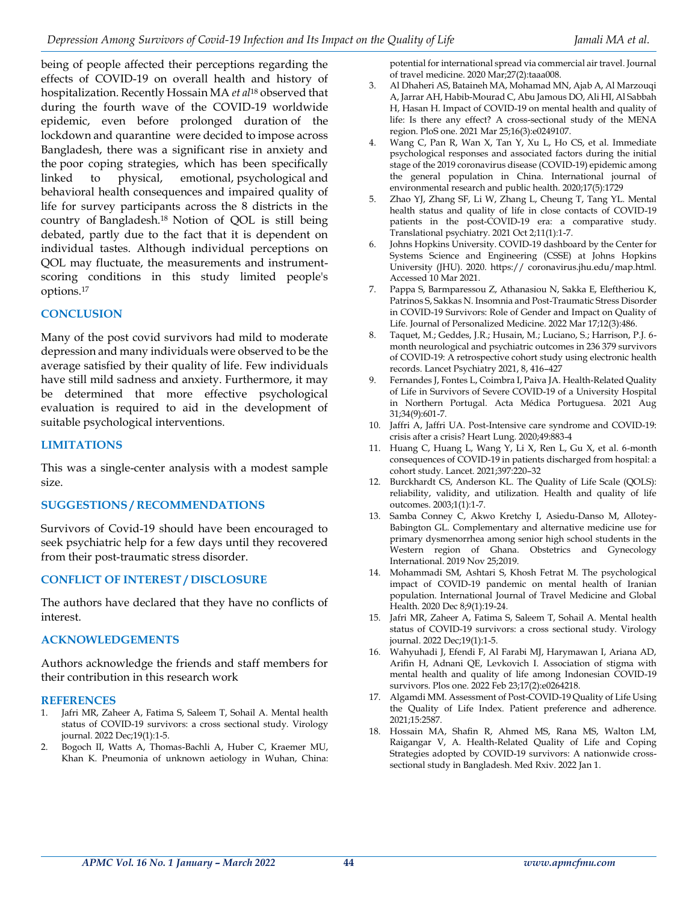being of people affected their perceptions regarding the effects of COVID-19 on overall health and history of hospitalization. Recently Hossain MA *et al*[18] observed that during the fourth wave of the COVID-19 worldwide epidemic, even before prolonged duration of the lockdown and quarantine were decided to impose across Bangladesh, there was a significant rise in anxiety and the poor coping strategies, which has been specifically linked to physical, emotional, psychological and behavioral health consequences and impaired quality of life for survey participants across the 8 districts in the country of Bangladesh.[18] Notion of QOL is still being debated, partly due to the fact that it is dependent on individual tastes. Although individual perceptions on QOL may fluctuate, the measurements and instrument-scoring conditions in this study limited people's options.[17]

## CONCLUSION

Many of the post covid survivors had mild to moderate depression and many individuals were observed to be the average satisfied by their quality of life. Few individuals have still mild sadness and anxiety. Furthermore, it may be determined that more effective psychological evaluation is required to aid in the development of suitable psychological interventions.

## LIMITATIONS

This was a single-center analysis with a modest sample size.

## SUGGESTIONS / RECOMMENDATIONS

Survivors of Covid-19 should have been encouraged to seek psychiatric help for a few days until they recovered from their post-traumatic stress disorder.

## CONFLICT OF INTEREST / DISCLOSURE

The authors have declared that they have no conflicts of interest.

## ACKNOWLEDGEMENTS

Authors acknowledge the friends and staff members for their contribution in this research work

## REFERENCES

1. Jafri MR, Zaheer A, Fatima S, Saleem T, Sohail A. Mental health status of COVID-19 survivors: a cross sectional study. Virology journal. 2022 Dec;19(1):1-5.
2. Bogoch II, Watts A, Thomas-Bachli A, Huber C, Kraemer MU, Khan K. Pneumonia of unknown aetiology in Wuhan, China: potential for international spread via commercial air travel. Journal of travel medicine. 2020 Mar;27(2):taaa008.
3. Al Dhaheri AS, Bataineh MA, Mohamad MN, Ajab A, Al Marzouqi A, Jarrar AH, Habib-Mourad C, Abu Jamous DO, Ali HI, Al Sabbah H, Hasan H. Impact of COVID-19 on mental health and quality of life: Is there any effect? A cross-sectional study of the MENA region. PloS one. 2021 Mar 25;16(3):e0249107.
4. Wang C, Pan R, Wan X, Tan Y, Xu L, Ho CS, et al. Immediate psychological responses and associated factors during the initial stage of the 2019 coronavirus disease (COVID-19) epidemic among the general population in China. International journal of environmental research and public health. 2020;17(5):1729
5. Zhao YJ, Zhang SF, Li W, Zhang L, Cheung T, Tang YL. Mental health status and quality of life in close contacts of COVID-19 patients in the post-COVID-19 era: a comparative study. Translational psychiatry. 2021 Oct 2;11(1):1-7.
6. Johns Hopkins University. COVID-19 dashboard by the Center for Systems Science and Engineering (CSSE) at Johns Hopkins University (JHU). 2020. https:// coronavirus.jhu.edu/map.html. Accessed 10 Mar 2021.
7. Pappa S, Barmparessou Z, Athanasiou N, Sakka E, Eleftheriou K, Patrinos S, Sakkas N. Insomnia and Post-Traumatic Stress Disorder in COVID-19 Survivors: Role of Gender and Impact on Quality of Life. Journal of Personalized Medicine. 2022 Mar 17;12(3):486.
8. Taquet, M.; Geddes, J.R.; Husain, M.; Luciano, S.; Harrison, P.J. 6-month neurological and psychiatric outcomes in 236 379 survivors of COVID-19: A retrospective cohort study using electronic health records. Lancet Psychiatry 2021, 8, 416–427
9. Fernandes J, Fontes L, Coimbra I, Paiva JA. Health-Related Quality of Life in Survivors of Severe COVID-19 of a University Hospital in Northern Portugal. Acta Médica Portuguesa. 2021 Aug 31;34(9):601-7.
10. Jaffri A, Jaffri UA. Post-Intensive care syndrome and COVID-19: crisis after a crisis? Heart Lung. 2020;49:883-4
11. Huang C, Huang L, Wang Y, Li X, Ren L, Gu X, et al. 6-month consequences of COVID-19 in patients discharged from hospital: a cohort study. Lancet. 2021;397:220–32
12. Burckhardt CS, Anderson KL. The Quality of Life Scale (QOLS): reliability, validity, and utilization. Health and quality of life outcomes. 2003;1(1):1-7.
13. Samba Conney C, Akwo Kretchy I, Asiedu-Danso M, Allotey-Babington GL. Complementary and alternative medicine use for primary dysmenorrhea among senior high school students in the Western region of Ghana. Obstetrics and Gynecology International. 2019 Nov 25;2019.
14. Mohammadi SM, Ashtari S, Khosh Fetrat M. The psychological impact of COVID-19 pandemic on mental health of Iranian population. International Journal of Travel Medicine and Global Health. 2020 Dec 8;9(1):19-24.
15. Jafri MR, Zaheer A, Fatima S, Saleem T, Sohail A. Mental health status of COVID-19 survivors: a cross sectional study. Virology journal. 2022 Dec;19(1):1-5.
16. Wahyuhadi J, Efendi F, Al Farabi MJ, Harymawan I, Ariana AD, Arifin H, Adnani QE, Levkovich I. Association of stigma with mental health and quality of life among Indonesian COVID-19 survivors. Plos one. 2022 Feb 23;17(2):e0264218.
17. Algamdi MM. Assessment of Post-COVID-19 Quality of Life Using the Quality of Life Index. Patient preference and adherence. 2021;15:2587.
18. Hossain MA, Shafin R, Ahmed MS, Rana MS, Walton LM, Raigangar V, A. Health-Related Quality of Life and Coping Strategies adopted by COVID-19 survivors: A nationwide cross-sectional study in Bangladesh. Med Rxiv. 2022 Jan 1.